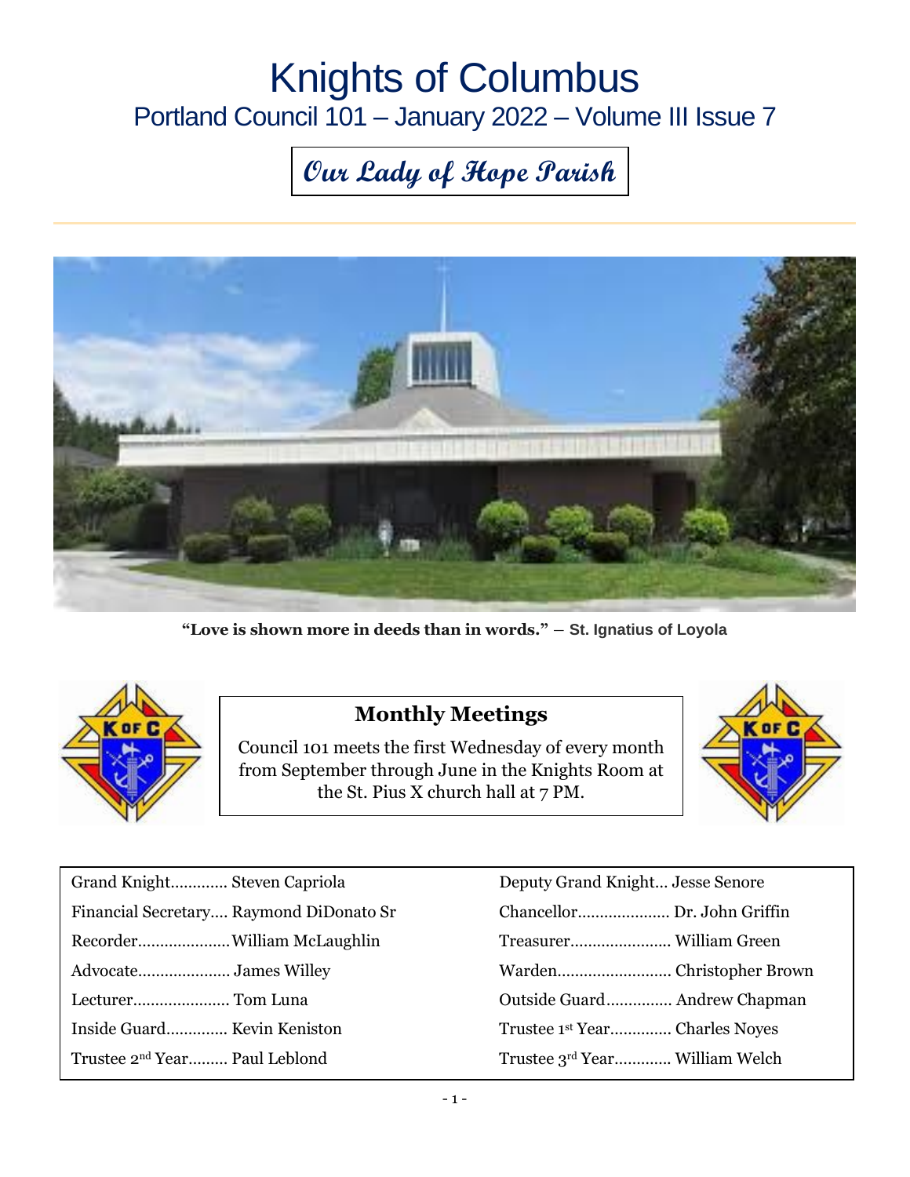# Knights of Columbus

## Portland Council 101 – January 2022 – Volume III Issue 7

### *Our Lady of Hope Parish*

**"Love is shown more in deeds than in words."** – **St. Ignatius of Loyola**

### Monthly Meetings

Council 101 meets the first Wednesday of every month from September through June in the Knights Room at the St. Pius X church hall at 7 PM.

| | |
|---|---|
| Grand Knight............. Steven Capriola | Deputy Grand Knight... Jesse Senore |
| Financial Secretary.... Raymond DiDonato Sr | Chancellor..................... Dr. John Griffin |
| Recorder.....................William McLaughlin | Treasurer....................... William Green |
| Advocate..................... James Willey | Warden.......................... Christopher Brown |
| Lecturer...................... Tom Luna | Outside Guard............... Andrew Chapman |
| Inside Guard.............. Kevin Keniston | Trustee 1st Year.............. Charles Noyes |
| Trustee 2nd Year......... Paul Leblond | Trustee 3rd Year............. William Welch |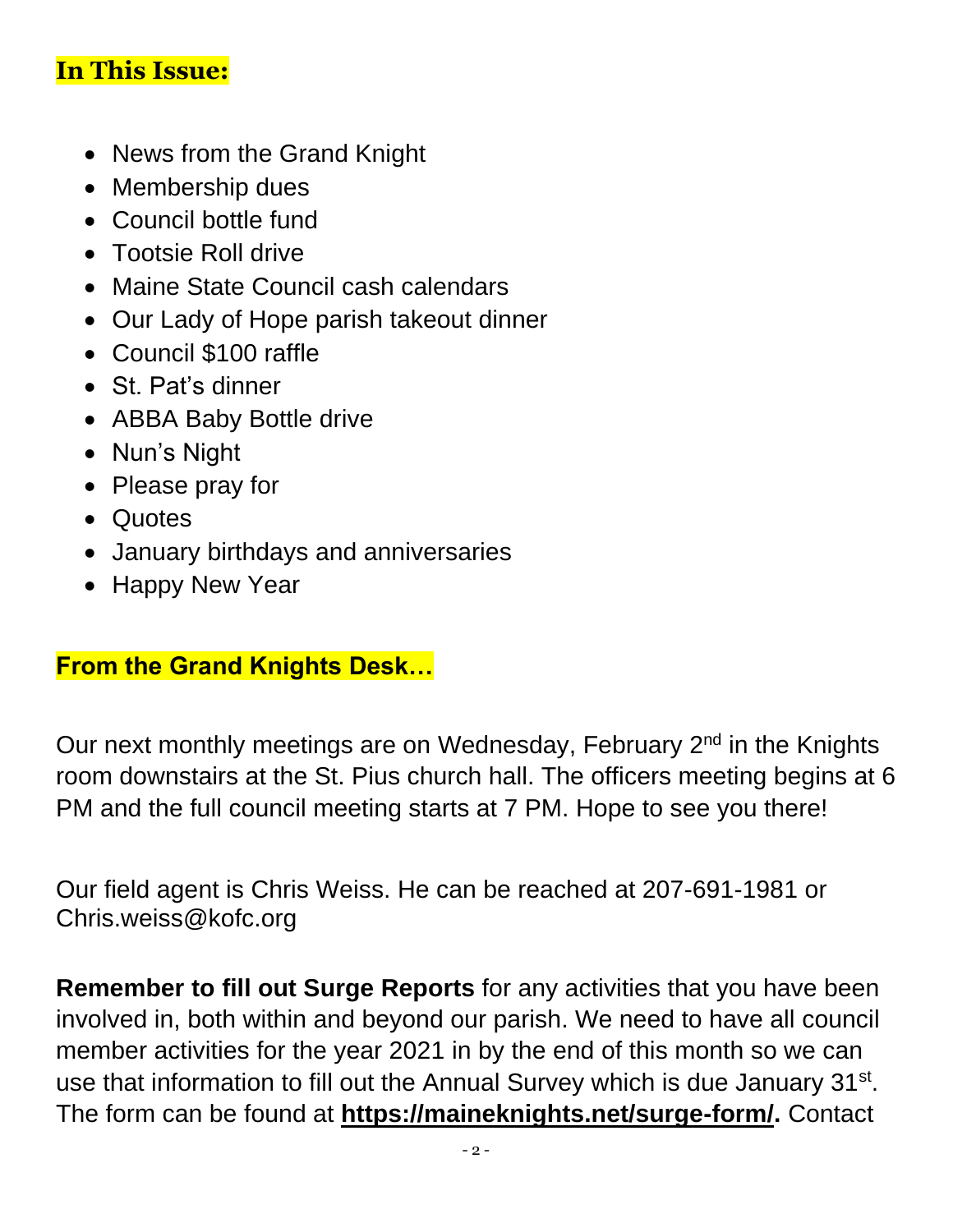## In This Issue:

- News from the Grand Knight
- Membership dues
- Council bottle fund
- Tootsie Roll drive
- Maine State Council cash calendars
- Our Lady of Hope parish takeout dinner
- Council $100 raffle
- St. Pat's dinner
- ABBA Baby Bottle drive
- Nun's Night
- Please pray for
- Quotes
- January birthdays and anniversaries
- Happy New Year

## From the Grand Knights Desk…

Our next monthly meetings are on Wednesday, February 2nd in the Knights room downstairs at the St. Pius church hall. The officers meeting begins at 6 PM and the full council meeting starts at 7 PM. Hope to see you there!

Our field agent is Chris Weiss. He can be reached at 207-691-1981 or Chris.weiss@kofc.org

**Remember to fill out Surge Reports** for any activities that you have been involved in, both within and beyond our parish. We need to have all council member activities for the year 2021 in by the end of this month so we can use that information to fill out the Annual Survey which is due January 31st. The form can be found at **https://maineknights.net/surge-form/.** Contact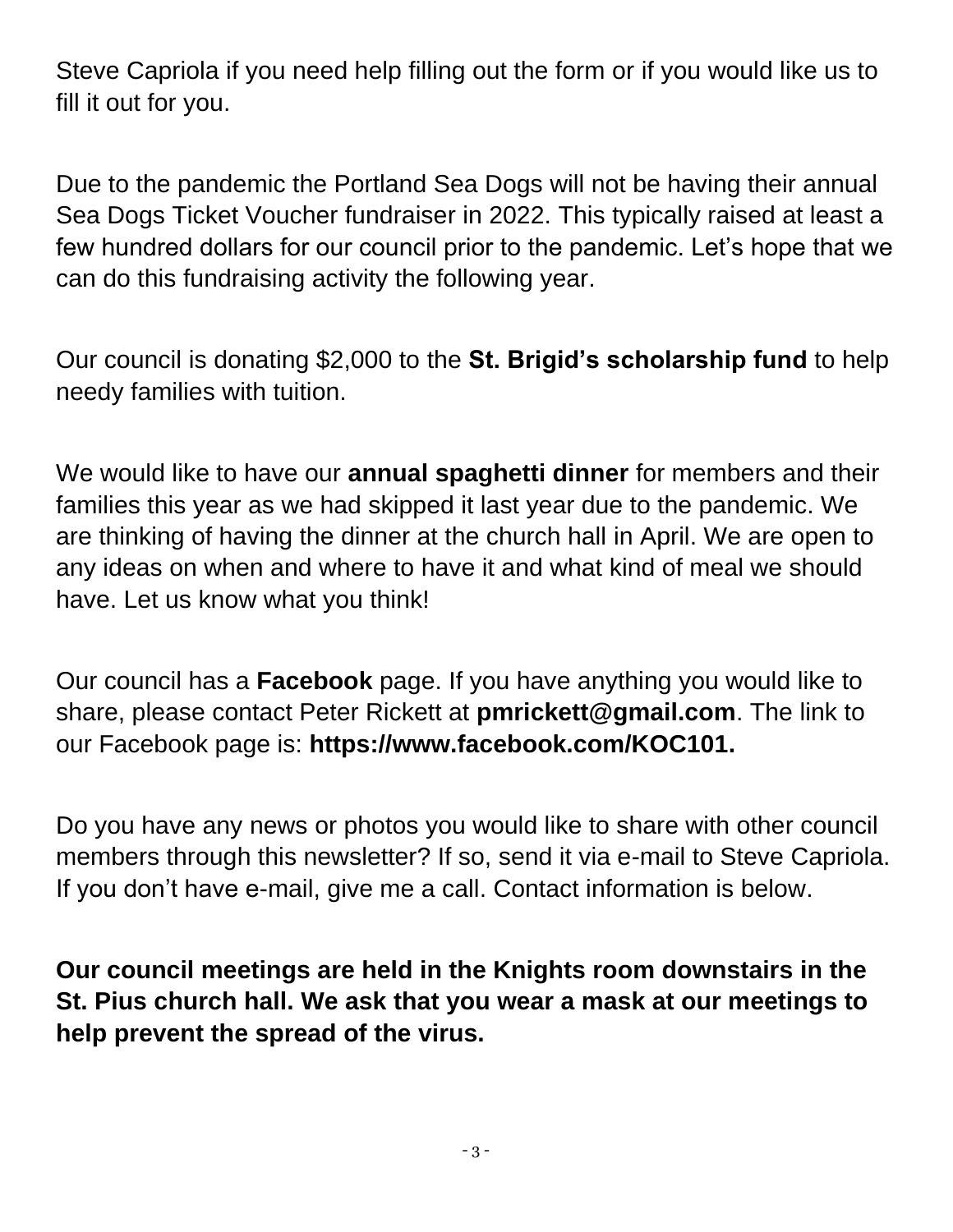Steve Capriola if you need help filling out the form or if you would like us to fill it out for you.

Due to the pandemic the Portland Sea Dogs will not be having their annual Sea Dogs Ticket Voucher fundraiser in 2022. This typically raised at least a few hundred dollars for our council prior to the pandemic. Let's hope that we can do this fundraising activity the following year.

Our council is donating $2,000 to the **St. Brigid's scholarship fund** to help needy families with tuition.

We would like to have our **annual spaghetti dinner** for members and their families this year as we had skipped it last year due to the pandemic. We are thinking of having the dinner at the church hall in April. We are open to any ideas on when and where to have it and what kind of meal we should have. Let us know what you think!

Our council has a **Facebook** page. If you have anything you would like to share, please contact Peter Rickett at **pmrickett@gmail.com**. The link to our Facebook page is: **https://www.facebook.com/KOC101.**

Do you have any news or photos you would like to share with other council members through this newsletter? If so, send it via e-mail to Steve Capriola. If you don't have e-mail, give me a call. Contact information is below.

**Our council meetings are held in the Knights room downstairs in the St. Pius church hall. We ask that you wear a mask at our meetings to help prevent the spread of the virus.**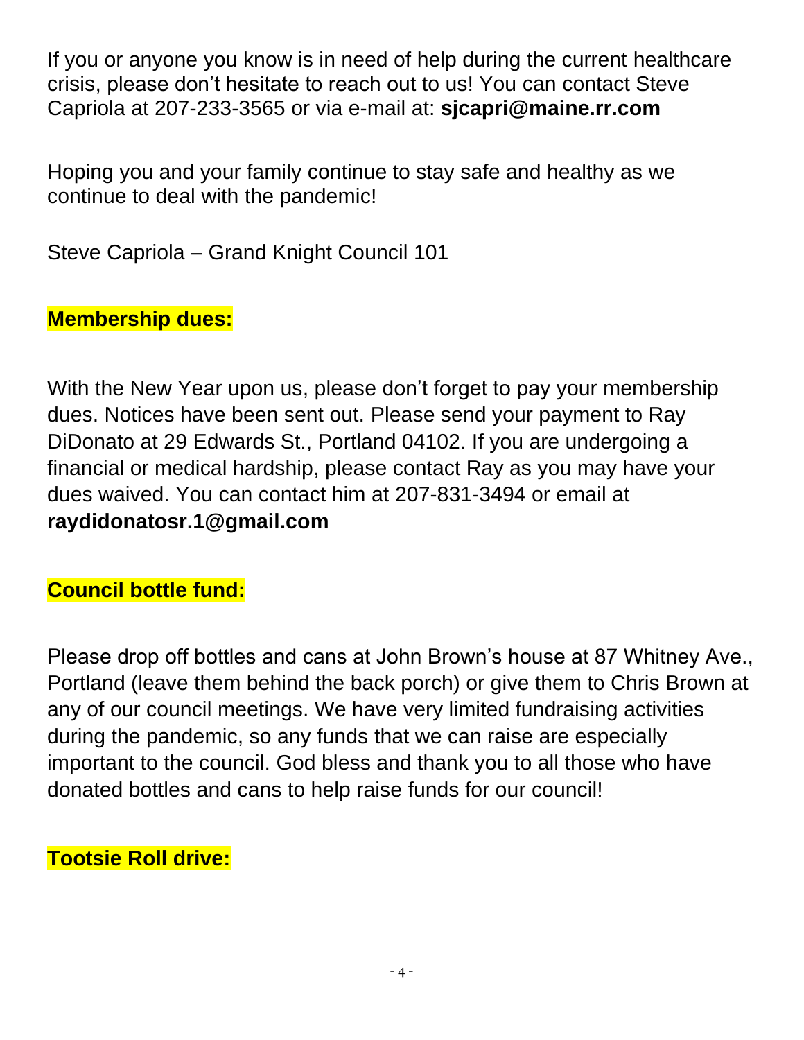If you or anyone you know is in need of help during the current healthcare crisis, please don't hesitate to reach out to us! You can contact Steve Capriola at 207-233-3565 or via e-mail at: **sjcapri@maine.rr.com**

Hoping you and your family continue to stay safe and healthy as we continue to deal with the pandemic!

Steve Capriola – Grand Knight Council 101

**Membership dues:**

With the New Year upon us, please don't forget to pay your membership dues. Notices have been sent out. Please send your payment to Ray DiDonato at 29 Edwards St., Portland 04102. If you are undergoing a financial or medical hardship, please contact Ray as you may have your dues waived. You can contact him at 207-831-3494 or email at **raydidonatosr.1@gmail.com**

**Council bottle fund:**

Please drop off bottles and cans at John Brown's house at 87 Whitney Ave., Portland (leave them behind the back porch) or give them to Chris Brown at any of our council meetings. We have very limited fundraising activities during the pandemic, so any funds that we can raise are especially important to the council. God bless and thank you to all those who have donated bottles and cans to help raise funds for our council!

**Tootsie Roll drive:**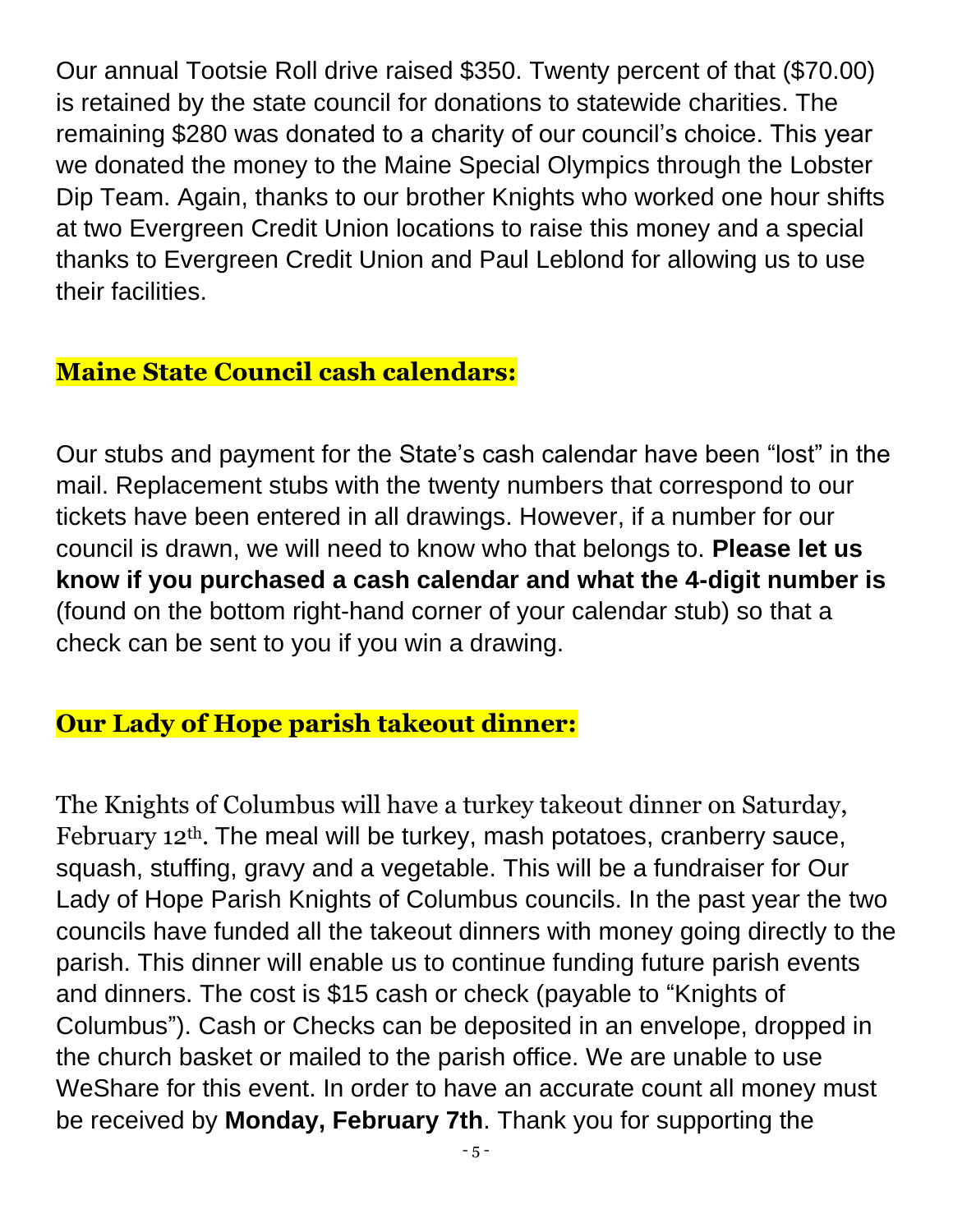Our annual Tootsie Roll drive raised $350. Twenty percent of that ($70.00) is retained by the state council for donations to statewide charities. The remaining $280 was donated to a charity of our council's choice. This year we donated the money to the Maine Special Olympics through the Lobster Dip Team. Again, thanks to our brother Knights who worked one hour shifts at two Evergreen Credit Union locations to raise this money and a special thanks to Evergreen Credit Union and Paul Leblond for allowing us to use their facilities.

## Maine State Council cash calendars:

Our stubs and payment for the State's cash calendar have been "lost" in the mail. Replacement stubs with the twenty numbers that correspond to our tickets have been entered in all drawings. However, if a number for our council is drawn, we will need to know who that belongs to. **Please let us know if you purchased a cash calendar and what the 4-digit number is** (found on the bottom right-hand corner of your calendar stub) so that a check can be sent to you if you win a drawing.

## Our Lady of Hope parish takeout dinner:

The Knights of Columbus will have a turkey takeout dinner on Saturday, February 12th. The meal will be turkey, mash potatoes, cranberry sauce, squash, stuffing, gravy and a vegetable. This will be a fundraiser for Our Lady of Hope Parish Knights of Columbus councils. In the past year the two councils have funded all the takeout dinners with money going directly to the parish. This dinner will enable us to continue funding future parish events and dinners. The cost is $15 cash or check (payable to "Knights of Columbus"). Cash or Checks can be deposited in an envelope, dropped in the church basket or mailed to the parish office. We are unable to use WeShare for this event. In order to have an accurate count all money must be received by **Monday, February 7th**. Thank you for supporting the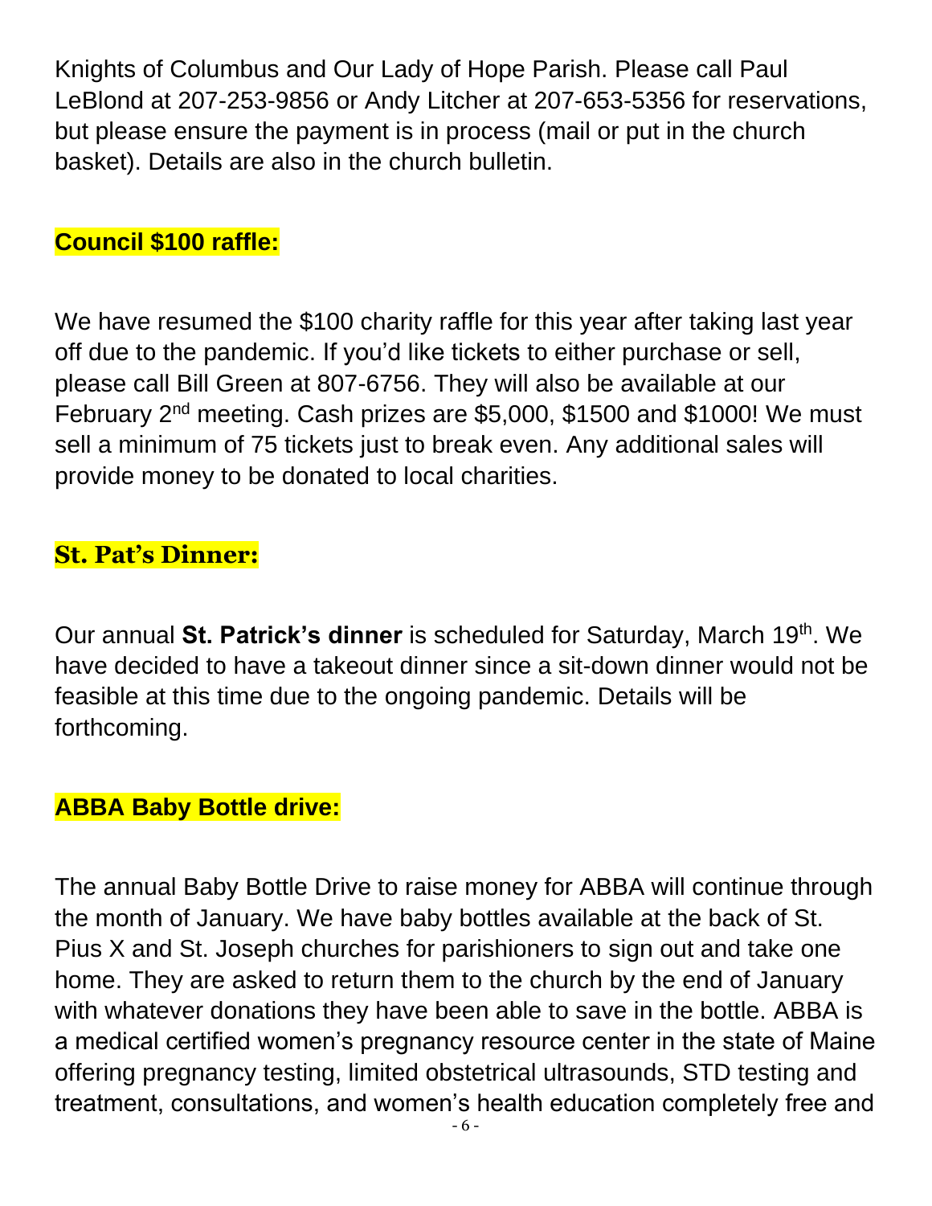Knights of Columbus and Our Lady of Hope Parish. Please call Paul LeBlond at 207-253-9856 or Andy Litcher at 207-653-5356 for reservations, but please ensure the payment is in process (mail or put in the church basket). Details are also in the church bulletin.

## Council $100 raffle:

We have resumed the $100 charity raffle for this year after taking last year off due to the pandemic. If you'd like tickets to either purchase or sell, please call Bill Green at 807-6756. They will also be available at our February 2nd meeting. Cash prizes are $5,000, $1500 and $1000! We must sell a minimum of 75 tickets just to break even. Any additional sales will provide money to be donated to local charities.

## St. Pat's Dinner:

Our annual **St. Patrick's dinner** is scheduled for Saturday, March 19th. We have decided to have a takeout dinner since a sit-down dinner would not be feasible at this time due to the ongoing pandemic. Details will be forthcoming.

## ABBA Baby Bottle drive:

The annual Baby Bottle Drive to raise money for ABBA will continue through the month of January. We have baby bottles available at the back of St. Pius X and St. Joseph churches for parishioners to sign out and take one home. They are asked to return them to the church by the end of January with whatever donations they have been able to save in the bottle. ABBA is a medical certified women's pregnancy resource center in the state of Maine offering pregnancy testing, limited obstetrical ultrasounds, STD testing and treatment, consultations, and women's health education completely free and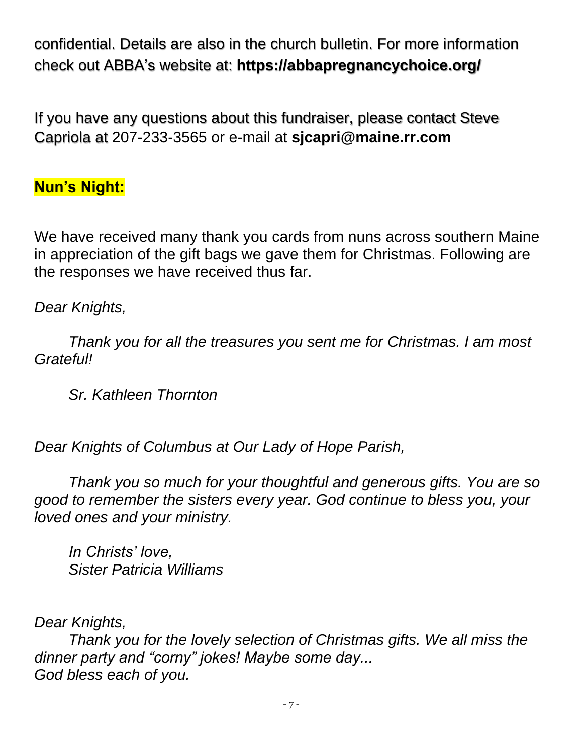confidential. Details are also in the church bulletin. For more information check out ABBA's website at: **https://abbapregnancychoice.org/**

If you have any questions about this fundraiser, please contact Steve Capriola at 207-233-3565 or e-mail at **sjcapri@maine.rr.com**

**Nun's Night:**

We have received many thank you cards from nuns across southern Maine in appreciation of the gift bags we gave them for Christmas. Following are the responses we have received thus far.

*Dear Knights,*

*Thank you for all the treasures you sent me for Christmas. I am most Grateful!*

*Sr. Kathleen Thornton*

*Dear Knights of Columbus at Our Lady of Hope Parish,*

*Thank you so much for your thoughtful and generous gifts. You are so good to remember the sisters every year. God continue to bless you, your loved ones and your ministry.*

*In Christs' love,*
*Sister Patricia Williams*

*Dear Knights,*
*Thank you for the lovely selection of Christmas gifts. We all miss the dinner party and "corny" jokes! Maybe some day...*
*God bless each of you.*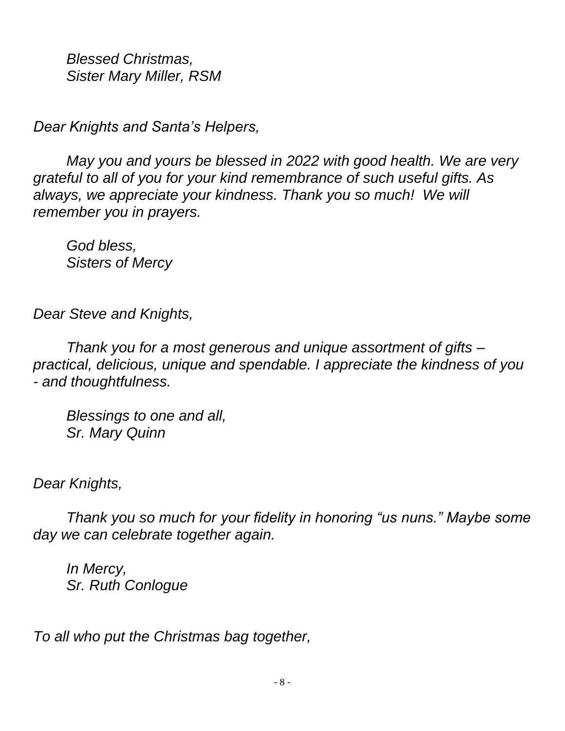*Blessed Christmas,*
*Sister Mary Miller, RSM*

*Dear Knights and Santa's Helpers,*

*May you and yours be blessed in 2022 with good health. We are very grateful to all of you for your kind remembrance of such useful gifts. As always, we appreciate your kindness. Thank you so much! We will remember you in prayers.*

*God bless,*
*Sisters of Mercy*

*Dear Steve and Knights,*

*Thank you for a most generous and unique assortment of gifts – practical, delicious, unique and spendable. I appreciate the kindness of you - and thoughtfulness.*

*Blessings to one and all,*
*Sr. Mary Quinn*

*Dear Knights,*

*Thank you so much for your fidelity in honoring "us nuns." Maybe some day we can celebrate together again.*

*In Mercy,*
*Sr. Ruth Conlogue*

*To all who put the Christmas bag together,*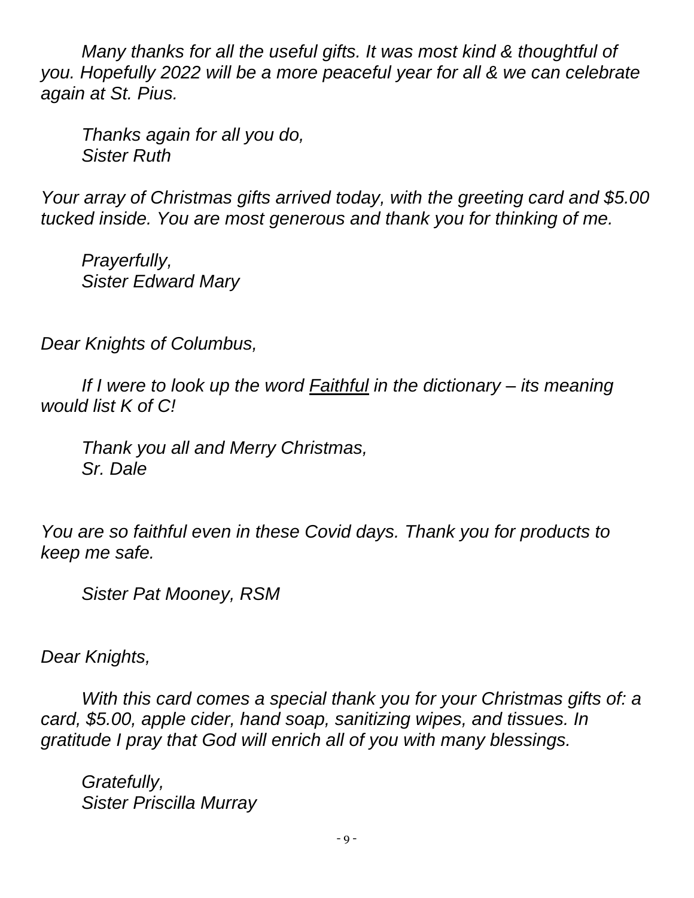*Many thanks for all the useful gifts. It was most kind & thoughtful of you. Hopefully 2022 will be a more peaceful year for all & we can celebrate again at St. Pius.*

*Thanks again for all you do,*
*Sister Ruth*

*Your array of Christmas gifts arrived today, with the greeting card and $5.00 tucked inside. You are most generous and thank you for thinking of me.*

*Prayerfully,*
*Sister Edward Mary*

*Dear Knights of Columbus,*

*If I were to look up the word <u>Faithful</u> in the dictionary – its meaning would list K of C!*

*Thank you all and Merry Christmas,*
*Sr. Dale*

*You are so faithful even in these Covid days. Thank you for products to keep me safe.*

*Sister Pat Mooney, RSM*

*Dear Knights,*

*With this card comes a special thank you for your Christmas gifts of: a card, $5.00, apple cider, hand soap, sanitizing wipes, and tissues. In gratitude I pray that God will enrich all of you with many blessings.*

*Gratefully,*
*Sister Priscilla Murray*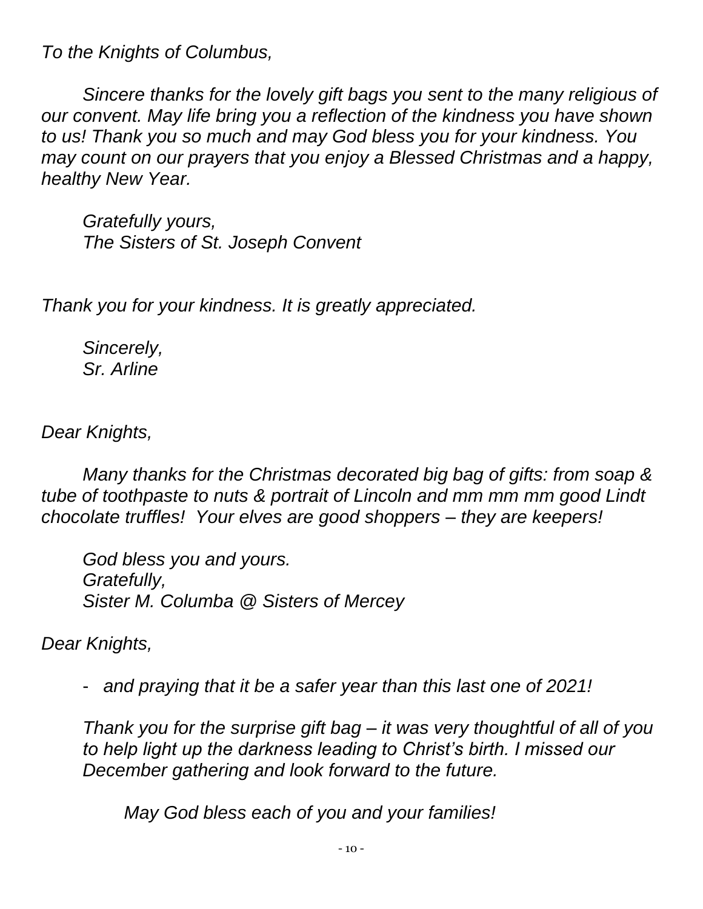*To the Knights of Columbus,*

*Sincere thanks for the lovely gift bags you sent to the many religious of our convent. May life bring you a reflection of the kindness you have shown to us! Thank you so much and may God bless you for your kindness. You may count on our prayers that you enjoy a Blessed Christmas and a happy, healthy New Year.*

*Gratefully yours,*
*The Sisters of St. Joseph Convent*

*Thank you for your kindness. It is greatly appreciated.*

*Sincerely,*
*Sr. Arline*

*Dear Knights,*

*Many thanks for the Christmas decorated big bag of gifts: from soap & tube of toothpaste to nuts & portrait of Lincoln and mm mm mm good Lindt chocolate truffles! Your elves are good shoppers – they are keepers!*

*God bless you and yours.*
*Gratefully,*
*Sister M. Columba @ Sisters of Mercey*

*Dear Knights,*

- *and praying that it be a safer year than this last one of 2021!*

*Thank you for the surprise gift bag – it was very thoughtful of all of you to help light up the darkness leading to Christ's birth. I missed our December gathering and look forward to the future.*

*May God bless each of you and your families!*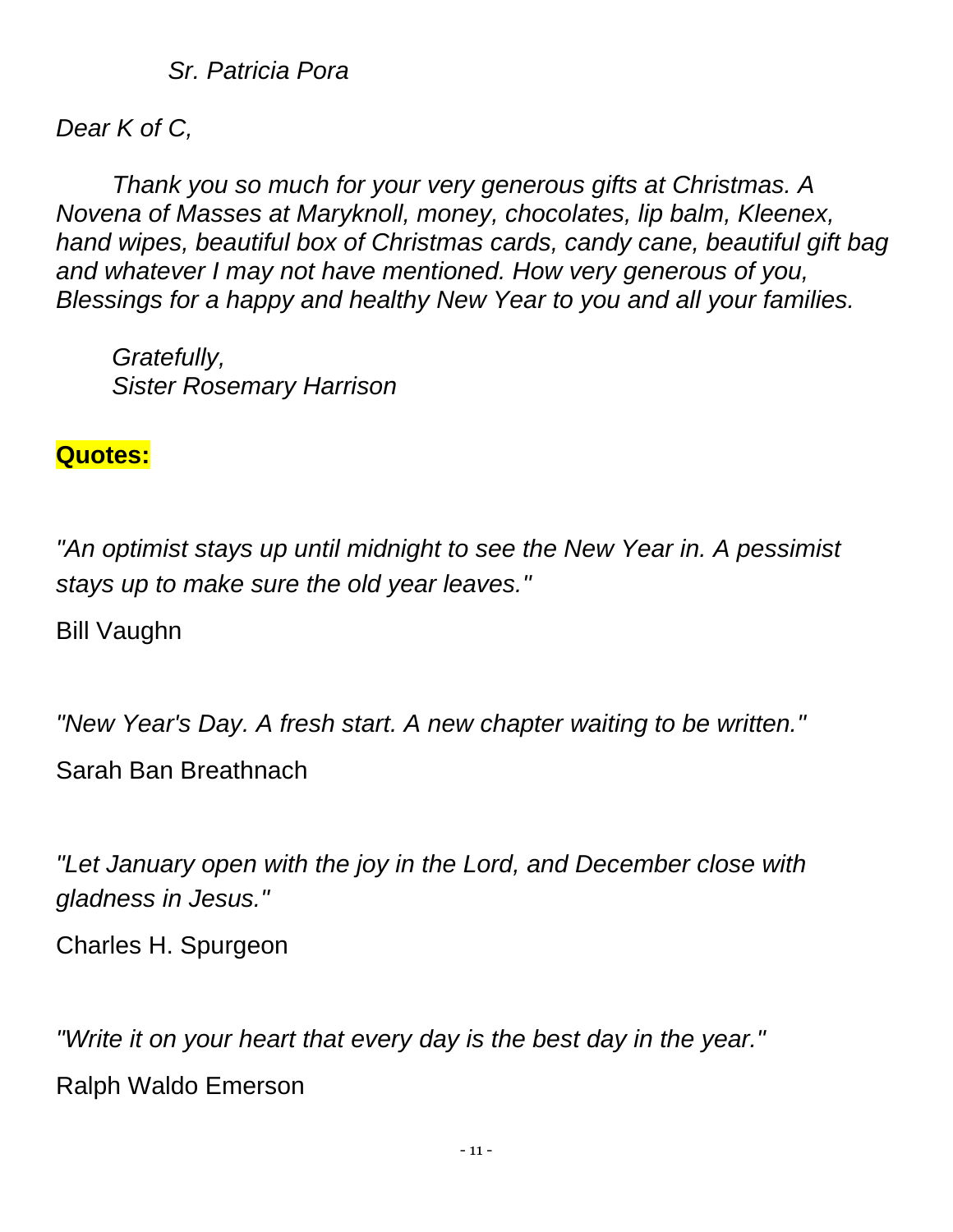*Sr. Patricia Pora*

*Dear K of C,*

*Thank you so much for your very generous gifts at Christmas. A Novena of Masses at Maryknoll, money, chocolates, lip balm, Kleenex, hand wipes, beautiful box of Christmas cards, candy cane, beautiful gift bag and whatever I may not have mentioned. How very generous of you, Blessings for a happy and healthy New Year to you and all your families.*

*Gratefully,*
*Sister Rosemary Harrison*

**Quotes:**

*"An optimist stays up until midnight to see the New Year in. A pessimist stays up to make sure the old year leaves."*

Bill Vaughn

*"New Year's Day. A fresh start. A new chapter waiting to be written."*

Sarah Ban Breathnach

*"Let January open with the joy in the Lord, and December close with gladness in Jesus."*

Charles H. Spurgeon

*"Write it on your heart that every day is the best day in the year."*

Ralph Waldo Emerson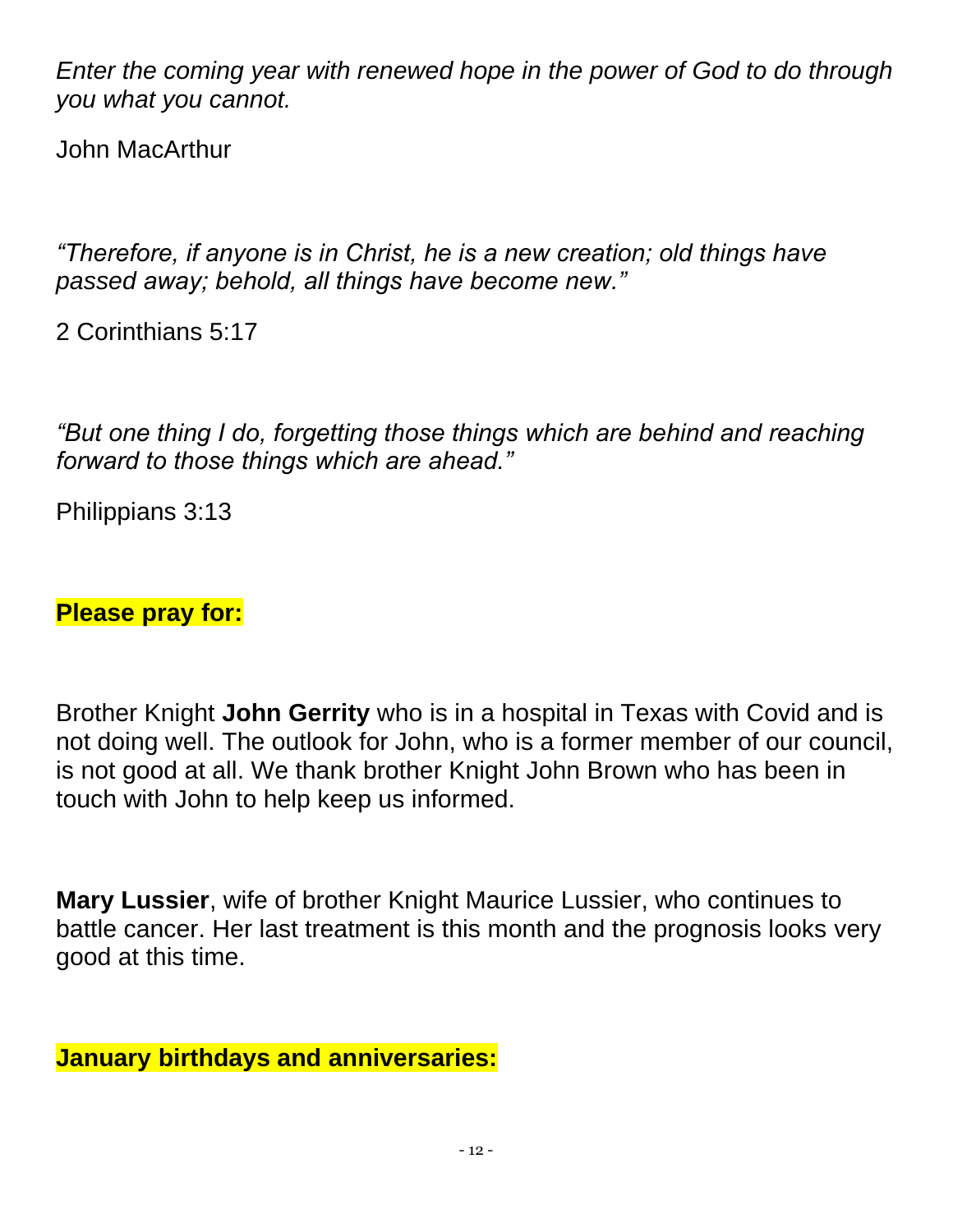*Enter the coming year with renewed hope in the power of God to do through you what you cannot.*

John MacArthur

*"Therefore, if anyone is in Christ, he is a new creation; old things have passed away; behold, all things have become new."*

2 Corinthians 5:17

*"But one thing I do, forgetting those things which are behind and reaching forward to those things which are ahead."*

Philippians 3:13

**Please pray for:**

Brother Knight **John Gerrity** who is in a hospital in Texas with Covid and is not doing well. The outlook for John, who is a former member of our council, is not good at all. We thank brother Knight John Brown who has been in touch with John to help keep us informed.

**Mary Lussier**, wife of brother Knight Maurice Lussier, who continues to battle cancer. Her last treatment is this month and the prognosis looks very good at this time.

**January birthdays and anniversaries:**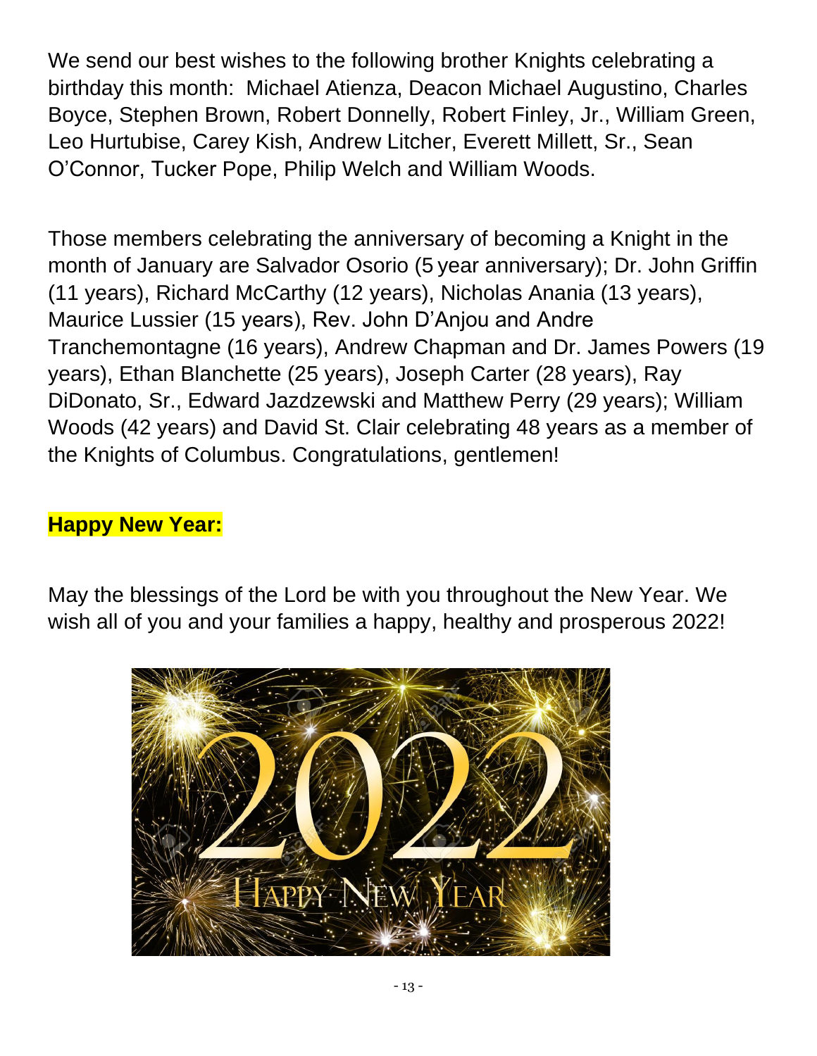We send our best wishes to the following brother Knights celebrating a birthday this month: Michael Atienza, Deacon Michael Augustino, Charles Boyce, Stephen Brown, Robert Donnelly, Robert Finley, Jr., William Green, Leo Hurtubise, Carey Kish, Andrew Litcher, Everett Millett, Sr., Sean O'Connor, Tucker Pope, Philip Welch and William Woods.

Those members celebrating the anniversary of becoming a Knight in the month of January are Salvador Osorio (5 year anniversary); Dr. John Griffin (11 years), Richard McCarthy (12 years), Nicholas Anania (13 years), Maurice Lussier (15 years), Rev. John D'Anjou and Andre Tranchemontagne (16 years), Andrew Chapman and Dr. James Powers (19 years), Ethan Blanchette (25 years), Joseph Carter (28 years), Ray DiDonato, Sr., Edward Jazdzewski and Matthew Perry (29 years); William Woods (42 years) and David St. Clair celebrating 48 years as a member of the Knights of Columbus. Congratulations, gentlemen!

**Happy New Year:**

May the blessings of the Lord be with you throughout the New Year. We wish all of you and your families a happy, healthy and prosperous 2022!